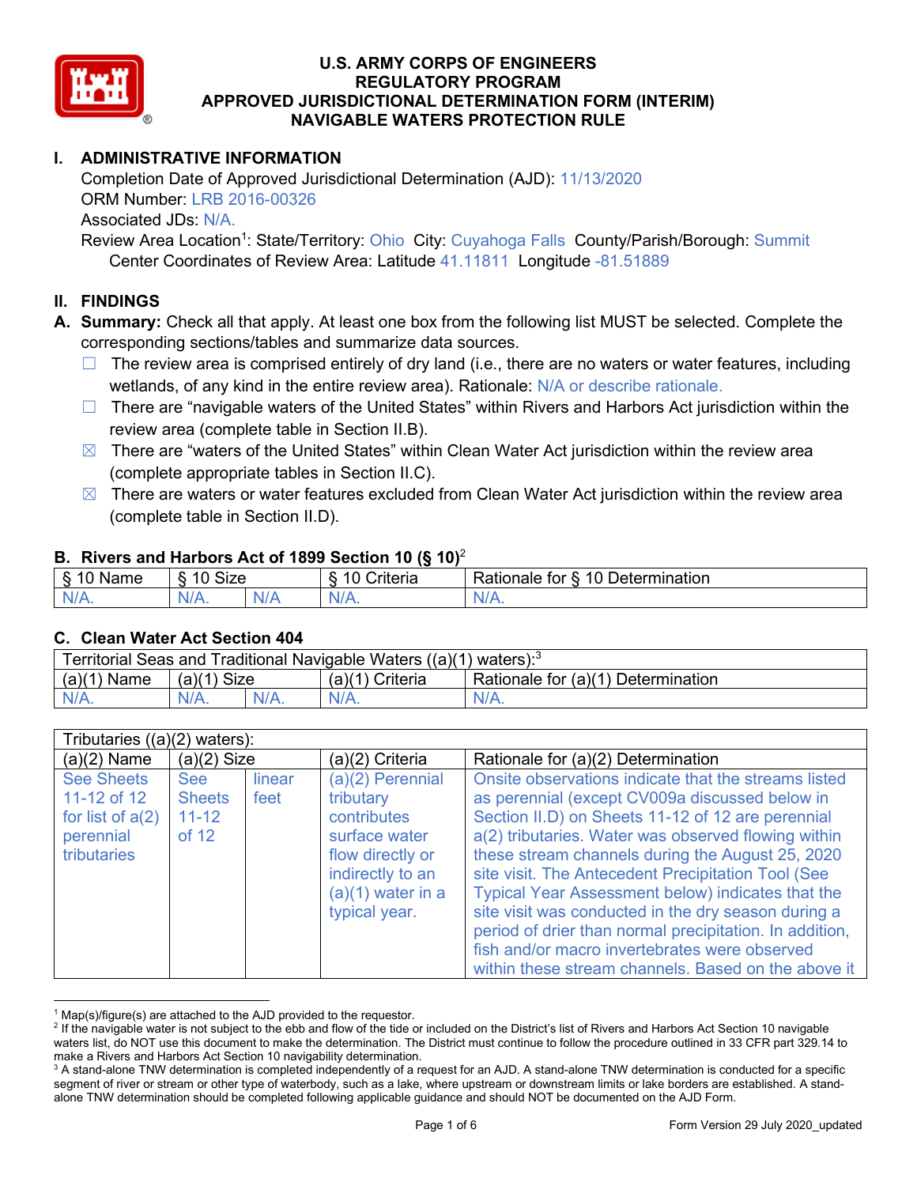# U.S. ARMY CORPS OF ENGINEERS
# REGULATORY PROGRAM
# APPROVED JURISDICTIONAL DETERMINATION FORM (INTERIM)
# NAVIGABLE WATERS PROTECTION RULE

## I. ADMINISTRATIVE INFORMATION

Completion Date of Approved Jurisdictional Determination (AJD): 11/13/2020
ORM Number: LRB 2016-00326
Associated JDs: N/A.
Review Area Location[1]: State/Territory: Ohio City: Cuyahoga Falls County/Parish/Borough: Summit
Center Coordinates of Review Area: Latitude 41.11811 Longitude -81.51889

## II. FINDINGS

**A. Summary:** Check all that apply. At least one box from the following list MUST be selected. Complete the corresponding sections/tables and summarize data sources.

- ☐ The review area is comprised entirely of dry land (i.e., there are no waters or water features, including wetlands, of any kind in the entire review area). Rationale: N/A or describe rationale.
- ☐ There are "navigable waters of the United States" within Rivers and Harbors Act jurisdiction within the review area (complete table in Section II.B).
- ☒ There are "waters of the United States" within Clean Water Act jurisdiction within the review area (complete appropriate tables in Section II.C).
- ☒ There are waters or water features excluded from Clean Water Act jurisdiction within the review area (complete table in Section II.D).

### B. Rivers and Harbors Act of 1899 Section 10 (§ 10)[2]

| § 10 Name | § 10 Size | | § 10 Criteria | Rationale for § 10 Determination |
|---|---|---|---|---|
| N/A. | N/A. | N/A | N/A. | N/A. |

### C. Clean Water Act Section 404

| Territorial Seas and Traditional Navigable Waters ((a)(1) waters):[3] | | | | |
|---|---|---|---|---|
| (a)(1) Name | (a)(1) Size | | (a)(1) Criteria | Rationale for (a)(1) Determination |
| N/A. | N/A. | N/A. | N/A. | N/A. |

| Tributaries ((a)(2) waters): | | | | |
|---|---|---|---|---|
| (a)(2) Name | (a)(2) Size | | (a)(2) Criteria | Rationale for (a)(2) Determination |
| See Sheets 11-12 of 12 for list of a(2) perennial tributaries | See Sheets 11-12 of 12 | linear feet | (a)(2) Perennial tributary contributes surface water flow directly or indirectly to an (a)(1) water in a typical year. | Onsite observations indicate that the streams listed as perennial (except CV009a discussed below in Section II.D) on Sheets 11-12 of 12 are perennial a(2) tributaries. Water was observed flowing within these stream channels during the August 25, 2020 site visit. The Antecedent Precipitation Tool (See Typical Year Assessment below) indicates that the site visit was conducted in the dry season during a period of drier than normal precipitation. In addition, fish and/or macro invertebrates were observed within these stream channels. Based on the above it |

---

[1] Map(s)/figure(s) are attached to the AJD provided to the requestor.
[2] If the navigable water is not subject to the ebb and flow of the tide or included on the District's list of Rivers and Harbors Act Section 10 navigable waters list, do NOT use this document to make the determination. The District must continue to follow the procedure outlined in 33 CFR part 329.14 to make a Rivers and Harbors Act Section 10 navigability determination.
[3] A stand-alone TNW determination is completed independently of a request for an AJD. A stand-alone TNW determination is conducted for a specific segment of river or stream or other type of waterbody, such as a lake, where upstream or downstream limits or lake borders are established. A stand-alone TNW determination should be completed following applicable guidance and should NOT be documented on the AJD Form.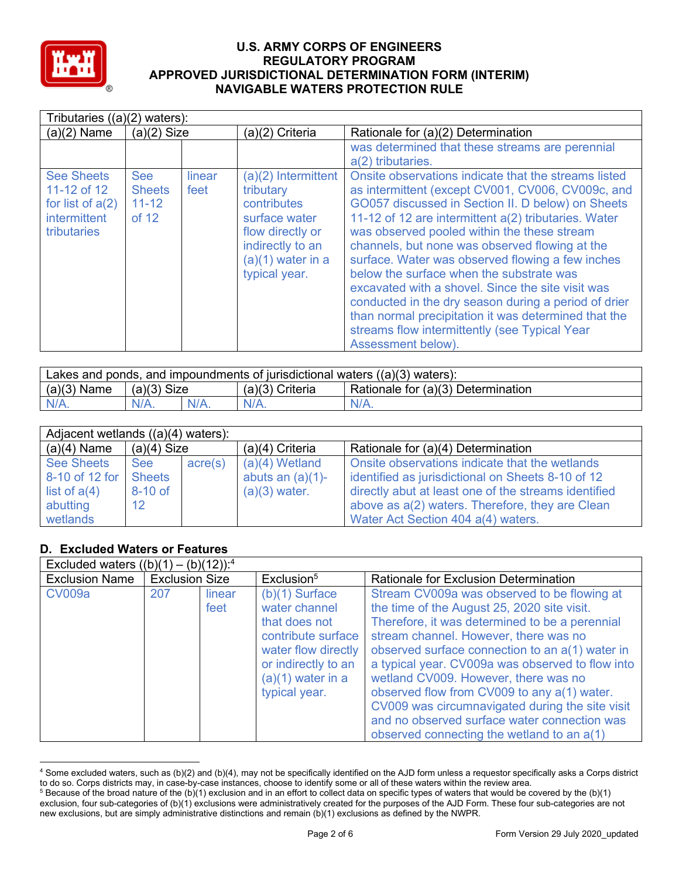# U.S. ARMY CORPS OF ENGINEERS
## REGULATORY PROGRAM
## APPROVED JURISDICTIONAL DETERMINATION FORM (INTERIM)
## NAVIGABLE WATERS PROTECTION RULE

| Tributaries ((a)(2) waters): | | | | |
|---|---|---|---|---|
| (a)(2) Name | (a)(2) Size | | (a)(2) Criteria | Rationale for (a)(2) Determination |
| | | | | was determined that these streams are perennial a(2) tributaries. |
| See Sheets 11-12 of 12 for list of a(2) intermittent tributaries | See Sheets 11-12 of 12 | linear feet | (a)(2) Intermittent tributary contributes surface water flow directly or indirectly to an (a)(1) water in a typical year. | Onsite observations indicate that the streams listed as intermittent (except CV001, CV006, CV009c, and GO057 discussed in Section II. D below) on Sheets 11-12 of 12 are intermittent a(2) tributaries. Water was observed pooled within the these stream channels, but none was observed flowing at the surface. Water was observed flowing a few inches below the surface when the substrate was excavated with a shovel. Since the site visit was conducted in the dry season during a period of drier than normal precipitation it was determined that the streams flow intermittently (see Typical Year Assessment below). |

| Lakes and ponds, and impoundments of jurisdictional waters ((a)(3) waters): | | | | |
|---|---|---|---|---|
| (a)(3) Name | (a)(3) Size | | (a)(3) Criteria | Rationale for (a)(3) Determination |
| N/A. | N/A. | N/A. | N/A. | N/A. |

| Adjacent wetlands ((a)(4) waters): | | | | |
|---|---|---|---|---|
| (a)(4) Name | (a)(4) Size | | (a)(4) Criteria | Rationale for (a)(4) Determination |
| See Sheets 8-10 of 12 for list of a(4) abutting wetlands | See Sheets 8-10 of 12 | acre(s) | (a)(4) Wetland abuts an (a)(1)-(a)(3) water. | Onsite observations indicate that the wetlands identified as jurisdictional on Sheets 8-10 of 12 directly abut at least one of the streams identified above as a(2) waters. Therefore, they are Clean Water Act Section 404 a(4) waters. |

## D. Excluded Waters or Features

| Excluded waters ((b)(1) – (b)(12)):[4] | | | | |
|---|---|---|---|---|
| Exclusion Name | Exclusion Size | | Exclusion[5] | Rationale for Exclusion Determination |
| CV009a | 207 | linear feet | (b)(1) Surface water channel that does not contribute surface water flow directly or indirectly to an (a)(1) water in a typical year. | Stream CV009a was observed to be flowing at the time of the August 25, 2020 site visit. Therefore, it was determined to be a perennial stream channel. However, there was no observed surface connection to an a(1) water in a typical year. CV009a was observed to flow into wetland CV009. However, there was no observed flow from CV009 to any a(1) water. CV009 was circumnavigated during the site visit and no observed surface water connection was observed connecting the wetland to an a(1) |

[4] Some excluded waters, such as (b)(2) and (b)(4), may not be specifically identified on the AJD form unless a requestor specifically asks a Corps district to do so. Corps districts may, in case-by-case instances, choose to identify some or all of these waters within the review area.

[5] Because of the broad nature of the (b)(1) exclusion and in an effort to collect data on specific types of waters that would be covered by the (b)(1) exclusion, four sub-categories of (b)(1) exclusions were administratively created for the purposes of the AJD Form. These four sub-categories are not new exclusions, but are simply administrative distinctions and remain (b)(1) exclusions as defined by the NWPR.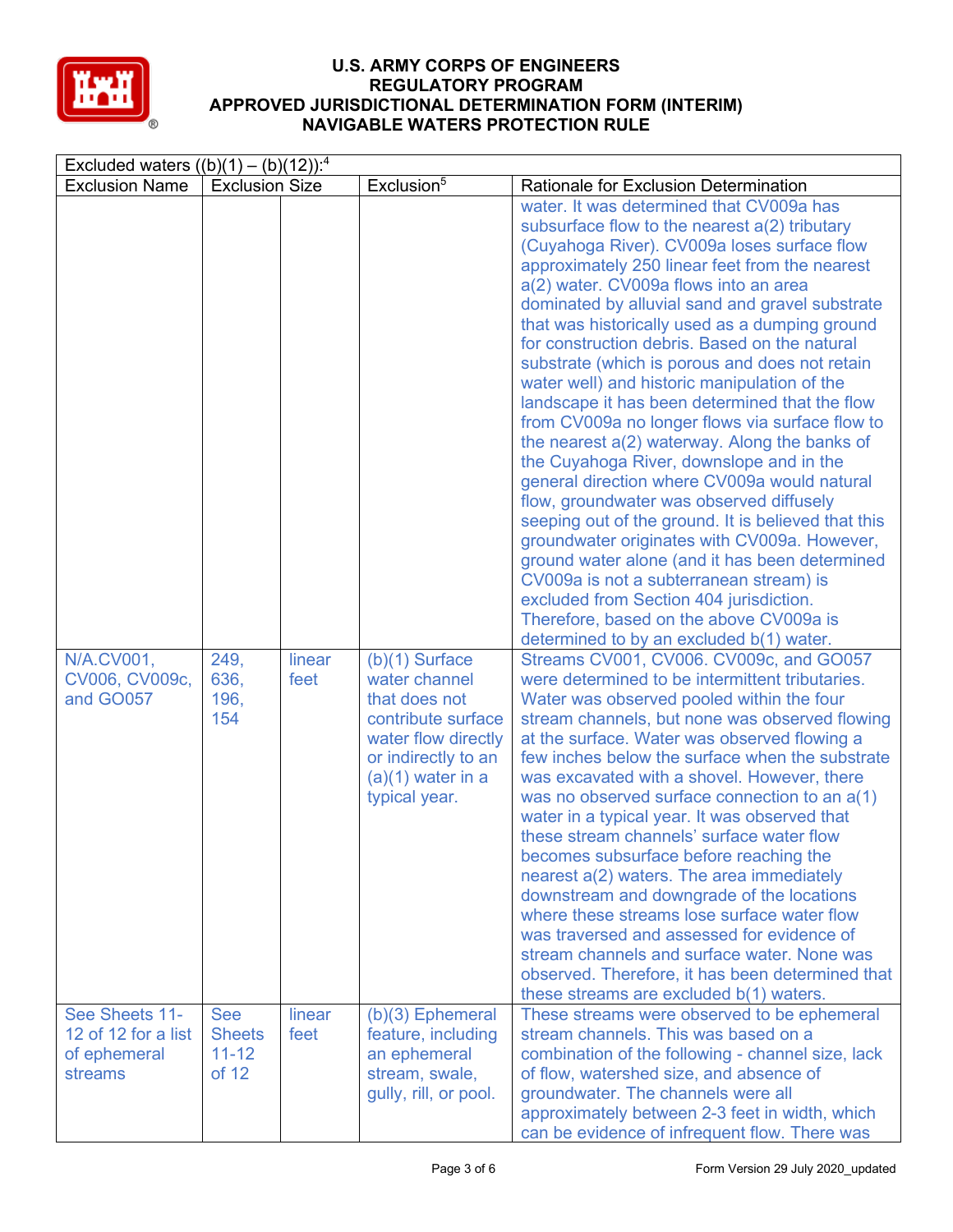# U.S. ARMY CORPS OF ENGINEERS
## REGULATORY PROGRAM
## APPROVED JURISDICTIONAL DETERMINATION FORM (INTERIM)
## NAVIGABLE WATERS PROTECTION RULE

| Excluded waters ((b)(1) – (b)(12)):[4] | | | | |
|---|---|---|---|---|
| Exclusion Name | Exclusion Size | | Exclusion[5] | Rationale for Exclusion Determination |
| | | | | water. It was determined that CV009a has subsurface flow to the nearest a(2) tributary (Cuyahoga River). CV009a loses surface flow approximately 250 linear feet from the nearest a(2) water. CV009a flows into an area dominated by alluvial sand and gravel substrate that was historically used as a dumping ground for construction debris. Based on the natural substrate (which is porous and does not retain water well) and historic manipulation of the landscape it has been determined that the flow from CV009a no longer flows via surface flow to the nearest a(2) waterway. Along the banks of the Cuyahoga River, downslope and in the general direction where CV009a would natural flow, groundwater was observed diffusely seeping out of the ground. It is believed that this groundwater originates with CV009a. However, ground water alone (and it has been determined CV009a is not a subterranean stream) is excluded from Section 404 jurisdiction. Therefore, based on the above CV009a is determined to by an excluded b(1) water. |
| N/A.CV001, CV006, CV009c, and GO057 | 249, 636, 196, 154 | linear feet | (b)(1) Surface water channel that does not contribute surface water flow directly or indirectly to an (a)(1) water in a typical year. | Streams CV001, CV006. CV009c, and GO057 were determined to be intermittent tributaries. Water was observed pooled within the four stream channels, but none was observed flowing at the surface. Water was observed flowing a few inches below the surface when the substrate was excavated with a shovel. However, there was no observed surface connection to an a(1) water in a typical year. It was observed that these stream channels' surface water flow becomes subsurface before reaching the nearest a(2) waters. The area immediately downstream and downgrade of the locations where these streams lose surface water flow was traversed and assessed for evidence of stream channels and surface water. None was observed. Therefore, it has been determined that these streams are excluded b(1) waters. |
| See Sheets 11-12 of 12 for a list of ephemeral streams | See Sheets 11-12 of 12 | linear feet | (b)(3) Ephemeral feature, including an ephemeral stream, swale, gully, rill, or pool. | These streams were observed to be ephemeral stream channels. This was based on a combination of the following - channel size, lack of flow, watershed size, and absence of groundwater. The channels were all approximately between 2-3 feet in width, which can be evidence of infrequent flow. There was |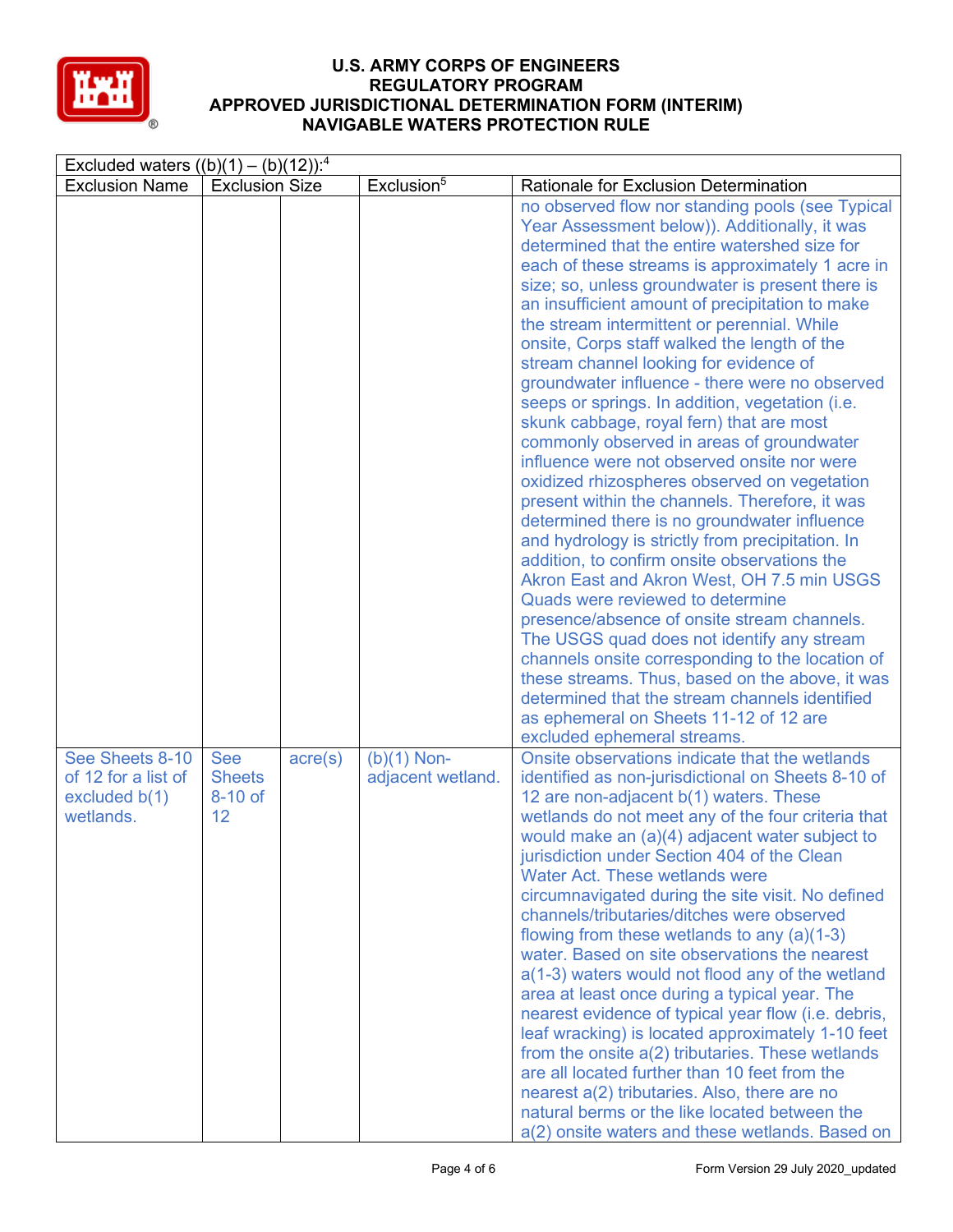# U.S. ARMY CORPS OF ENGINEERS
## REGULATORY PROGRAM
## APPROVED JURISDICTIONAL DETERMINATION FORM (INTERIM)
## NAVIGABLE WATERS PROTECTION RULE

| Excluded waters ((b)(1) – (b)(12)):[4] | | | | |
|---|---|---|---|---|
| Exclusion Name | Exclusion Size | | Exclusion[5] | Rationale for Exclusion Determination |
| | | | | no observed flow nor standing pools (see Typical Year Assessment below)). Additionally, it was determined that the entire watershed size for each of these streams is approximately 1 acre in size; so, unless groundwater is present there is an insufficient amount of precipitation to make the stream intermittent or perennial. While onsite, Corps staff walked the length of the stream channel looking for evidence of groundwater influence - there were no observed seeps or springs. In addition, vegetation (i.e. skunk cabbage, royal fern) that are most commonly observed in areas of groundwater influence were not observed onsite nor were oxidized rhizospheres observed on vegetation present within the channels. Therefore, it was determined there is no groundwater influence and hydrology is strictly from precipitation. In addition, to confirm onsite observations the Akron East and Akron West, OH 7.5 min USGS Quads were reviewed to determine presence/absence of onsite stream channels. The USGS quad does not identify any stream channels onsite corresponding to the location of these streams. Thus, based on the above, it was determined that the stream channels identified as ephemeral on Sheets 11-12 of 12 are excluded ephemeral streams. |
| See Sheets 8-10 of 12 for a list of excluded b(1) wetlands. | See Sheets 8-10 of 12 | acre(s) | (b)(1) Non-adjacent wetland. | Onsite observations indicate that the wetlands identified as non-jurisdictional on Sheets 8-10 of 12 are non-adjacent b(1) waters. These wetlands do not meet any of the four criteria that would make an (a)(4) adjacent water subject to jurisdiction under Section 404 of the Clean Water Act. These wetlands were circumnavigated during the site visit. No defined channels/tributaries/ditches were observed flowing from these wetlands to any (a)(1-3) water. Based on site observations the nearest a(1-3) waters would not flood any of the wetland area at least once during a typical year. The nearest evidence of typical year flow (i.e. debris, leaf wracking) is located approximately 1-10 feet from the onsite a(2) tributaries. These wetlands are all located further than 10 feet from the nearest a(2) tributaries. Also, there are no natural berms or the like located between the a(2) onsite waters and these wetlands. Based on |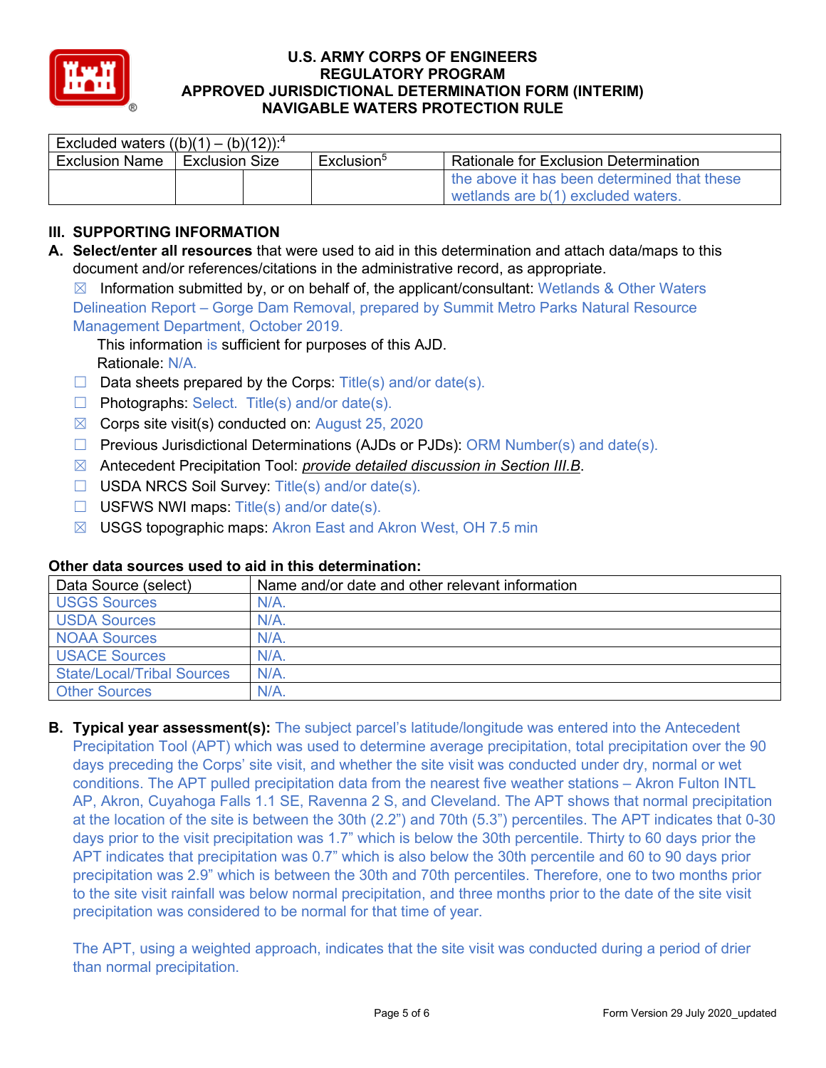| Excluded waters ((b)(1) – (b)(12)):[4] | | | | |
|---|---|---|---|---|
| Exclusion Name | Exclusion Size | | Exclusion[5] | Rationale for Exclusion Determination |
| | | | | the above it has been determined that these wetlands are b(1) excluded waters. |

## III. SUPPORTING INFORMATION

**A. Select/enter all resources** that were used to aid in this determination and attach data/maps to this document and/or references/citations in the administrative record, as appropriate.

☒ Information submitted by, or on behalf of, the applicant/consultant: Wetlands & Other Waters Delineation Report – Gorge Dam Removal, prepared by Summit Metro Parks Natural Resource Management Department, October 2019.

This information is sufficient for purposes of this AJD.
Rationale: N/A.

☐ Data sheets prepared by the Corps: Title(s) and/or date(s).

☐ Photographs: Select. Title(s) and/or date(s).

☒ Corps site visit(s) conducted on: August 25, 2020

☐ Previous Jurisdictional Determinations (AJDs or PJDs): ORM Number(s) and date(s).

☒ Antecedent Precipitation Tool: *provide detailed discussion in Section III.B*.

☐ USDA NRCS Soil Survey: Title(s) and/or date(s).

☐ USFWS NWI maps: Title(s) and/or date(s).

☒ USGS topographic maps: Akron East and Akron West, OH 7.5 min

**Other data sources used to aid in this determination:**

| Data Source (select) | Name and/or date and other relevant information |
|---|---|
| USGS Sources | N/A. |
| USDA Sources | N/A. |
| NOAA Sources | N/A. |
| USACE Sources | N/A. |
| State/Local/Tribal Sources | N/A. |
| Other Sources | N/A. |

**B. Typical year assessment(s):** The subject parcel's latitude/longitude was entered into the Antecedent Precipitation Tool (APT) which was used to determine average precipitation, total precipitation over the 90 days preceding the Corps' site visit, and whether the site visit was conducted under dry, normal or wet conditions. The APT pulled precipitation data from the nearest five weather stations – Akron Fulton INTL AP, Akron, Cuyahoga Falls 1.1 SE, Ravenna 2 S, and Cleveland. The APT shows that normal precipitation at the location of the site is between the 30th (2.2") and 70th (5.3") percentiles. The APT indicates that 0-30 days prior to the visit precipitation was 1.7" which is below the 30th percentile. Thirty to 60 days prior the APT indicates that precipitation was 0.7" which is also below the 30th percentile and 60 to 90 days prior precipitation was 2.9" which is between the 30th and 70th percentiles. Therefore, one to two months prior to the site visit rainfall was below normal precipitation, and three months prior to the date of the site visit precipitation was considered to be normal for that time of year.

The APT, using a weighted approach, indicates that the site visit was conducted during a period of drier than normal precipitation.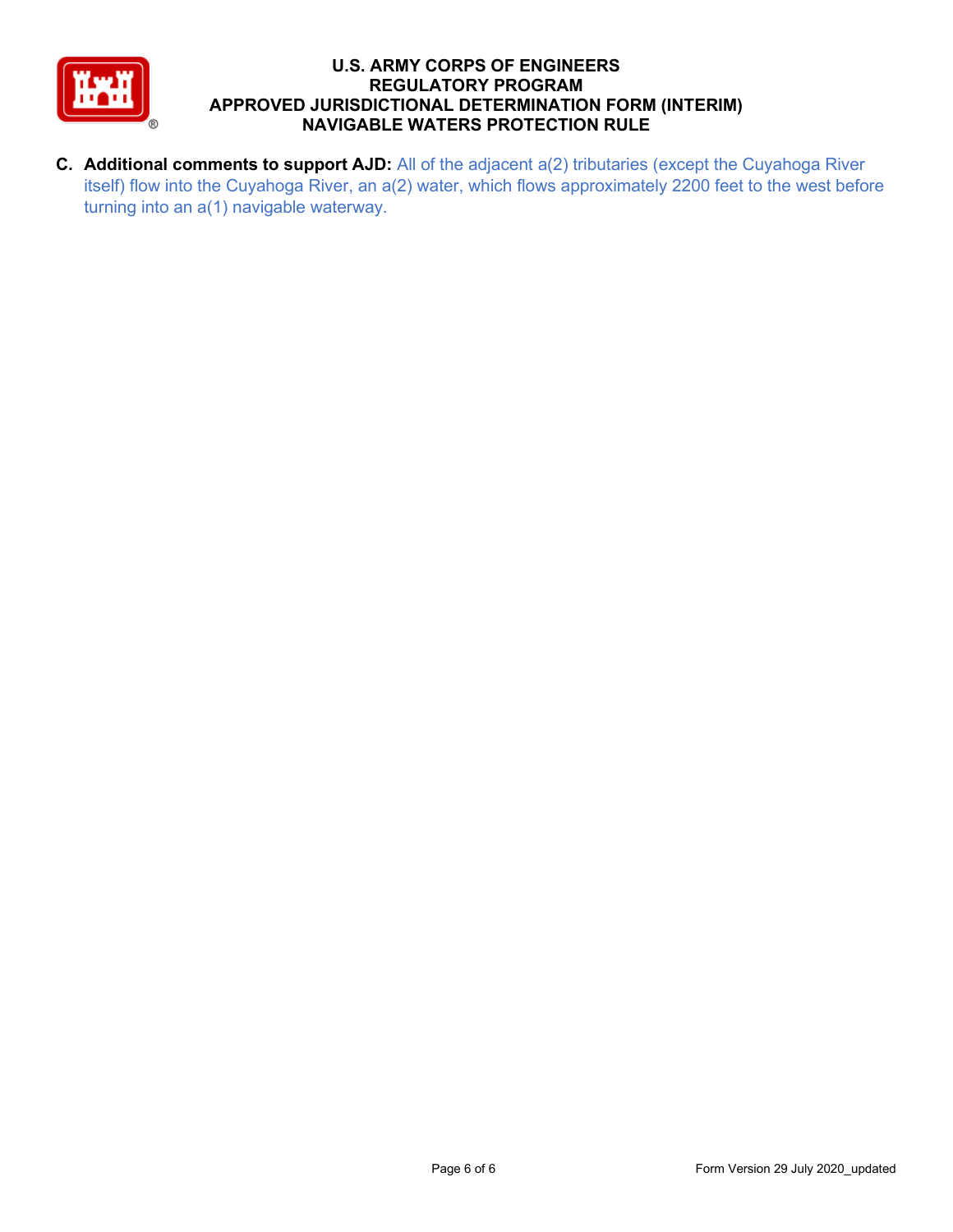**C. Additional comments to support AJD:** All of the adjacent a(2) tributaries (except the Cuyahoga River itself) flow into the Cuyahoga River, an a(2) water, which flows approximately 2200 feet to the west before turning into an a(1) navigable waterway.